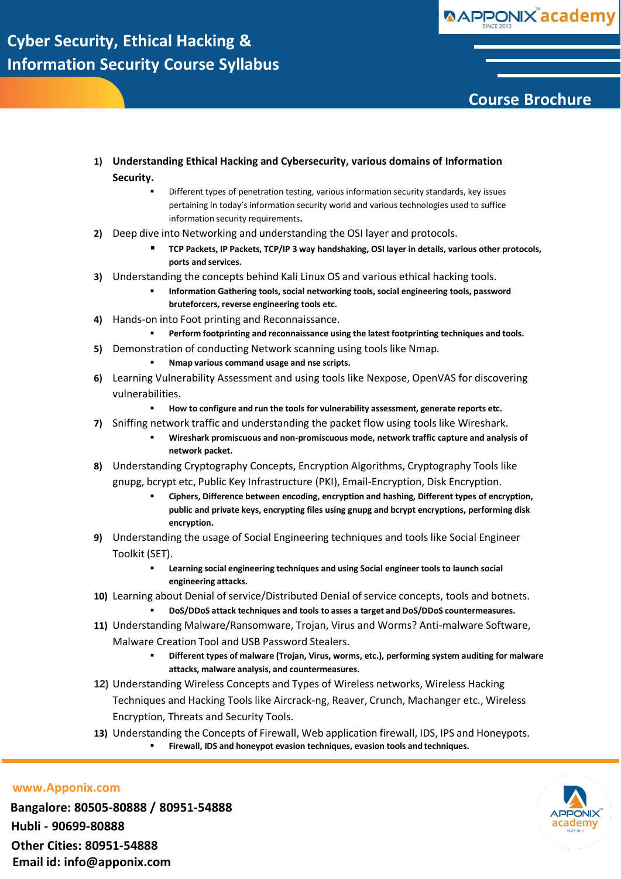# Cyber Security, Ethical Hacking & Information Security Course Syllabus

APPONIX academy SINCE 2013

## Course Brochure

1) **Understanding Ethical Hacking and Cybersecurity, various domains of Information Security.**
   - Different types of penetration testing, various information security standards, key issues pertaining in today's information security world and various technologies used to suffice information security requirements.
2) Deep dive into Networking and understanding the OSI layer and protocols.
   - **TCP Packets, IP Packets, TCP/IP 3 way handshaking, OSI layer in details, various other protocols, ports and services.**
3) Understanding the concepts behind Kali Linux OS and various ethical hacking tools.
   - **Information Gathering tools, social networking tools, social engineering tools, password bruteforcers, reverse engineering tools etc.**
4) Hands-on into Foot printing and Reconnaissance.
   - **Perform footprinting and reconnaissance using the latest footprinting techniques and tools.**
5) Demonstration of conducting Network scanning using tools like Nmap.
   - **Nmap various command usage and nse scripts.**
6) Learning Vulnerability Assessment and using tools like Nexpose, OpenVAS for discovering vulnerabilities.
   - **How to configure and run the tools for vulnerability assessment, generate reports etc.**
7) Sniffing network traffic and understanding the packet flow using tools like Wireshark.
   - **Wireshark promiscuous and non-promiscuous mode, network traffic capture and analysis of network packet.**
8) Understanding Cryptography Concepts, Encryption Algorithms, Cryptography Tools like gnupg, bcrypt etc, Public Key Infrastructure (PKI), Email-Encryption, Disk Encryption.
   - **Ciphers, Difference between encoding, encryption and hashing, Different types of encryption, public and private keys, encrypting files using gnupg and bcrypt encryptions, performing disk encryption.**
9) Understanding the usage of Social Engineering techniques and tools like Social Engineer Toolkit (SET).
   - **Learning social engineering techniques and using Social engineer tools to launch social engineering attacks.**
10) Learning about Denial of service/Distributed Denial of service concepts, tools and botnets.
    - **DoS/DDoS attack techniques and tools to asses a target and DoS/DDoS countermeasures.**
11) Understanding Malware/Ransomware, Trojan, Virus and Worms? Anti-malware Software, Malware Creation Tool and USB Password Stealers.
    - **Different types of malware (Trojan, Virus, worms, etc.), performing system auditing for malware attacks, malware analysis, and countermeasures.**
12) Understanding Wireless Concepts and Types of Wireless networks, Wireless Hacking Techniques and Hacking Tools like Aircrack-ng, Reaver, Crunch, Machanger etc., Wireless Encryption, Threats and Security Tools.
13) Understanding the Concepts of Firewall, Web application firewall, IDS, IPS and Honeypots.
    - **Firewall, IDS and honeypot evasion techniques, evasion tools and techniques.**

**www.Apponix.com**
**Bangalore: 80505-80888 / 80951-54888**
**Hubli - 90699-80888**
**Other Cities: 80951-54888**
**Email id: info@apponix.com**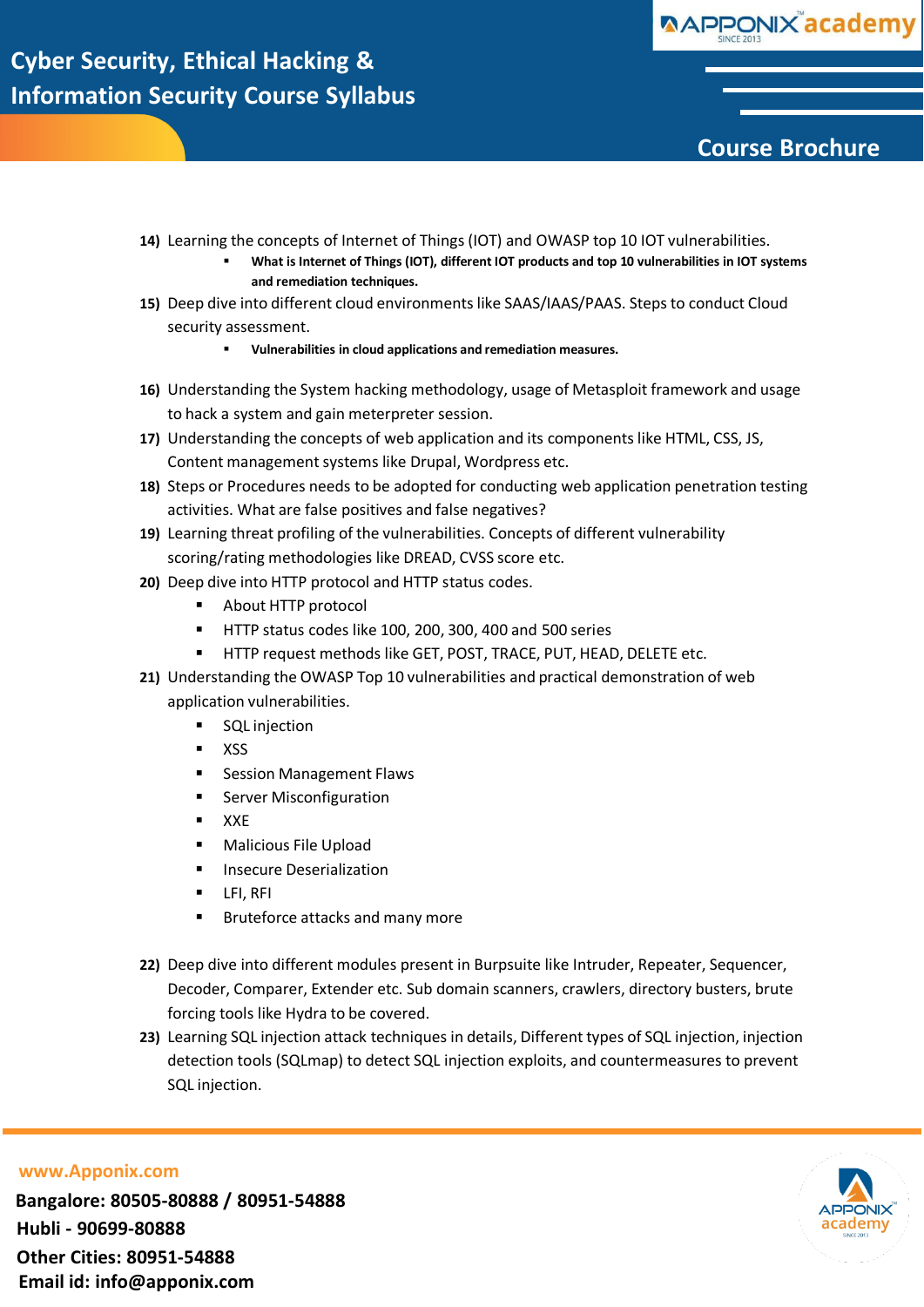14) Learning the concepts of Internet of Things (IOT) and OWASP top 10 IOT vulnerabilities.
    - **What is Internet of Things (IOT), different IOT products and top 10 vulnerabilities in IOT systems and remediation techniques.**

15) Deep dive into different cloud environments like SAAS/IAAS/PAAS. Steps to conduct Cloud security assessment.
    - **Vulnerabilities in cloud applications and remediation measures.**

16) Understanding the System hacking methodology, usage of Metasploit framework and usage to hack a system and gain meterpreter session.

17) Understanding the concepts of web application and its components like HTML, CSS, JS, Content management systems like Drupal, Wordpress etc.

18) Steps or Procedures needs to be adopted for conducting web application penetration testing activities. What are false positives and false negatives?

19) Learning threat profiling of the vulnerabilities. Concepts of different vulnerability scoring/rating methodologies like DREAD, CVSS score etc.

20) Deep dive into HTTP protocol and HTTP status codes.
    - About HTTP protocol
    - HTTP status codes like 100, 200, 300, 400 and 500 series
    - HTTP request methods like GET, POST, TRACE, PUT, HEAD, DELETE etc.

21) Understanding the OWASP Top 10 vulnerabilities and practical demonstration of web application vulnerabilities.
    - SQL injection
    - XSS
    - Session Management Flaws
    - Server Misconfiguration
    - XXE
    - Malicious File Upload
    - Insecure Deserialization
    - LFI, RFI
    - Bruteforce attacks and many more

22) Deep dive into different modules present in Burpsuite like Intruder, Repeater, Sequencer, Decoder, Comparer, Extender etc. Sub domain scanners, crawlers, directory busters, brute forcing tools like Hydra to be covered.

23) Learning SQL injection attack techniques in details, Different types of SQL injection, injection detection tools (SQLmap) to detect SQL injection exploits, and countermeasures to prevent SQL injection.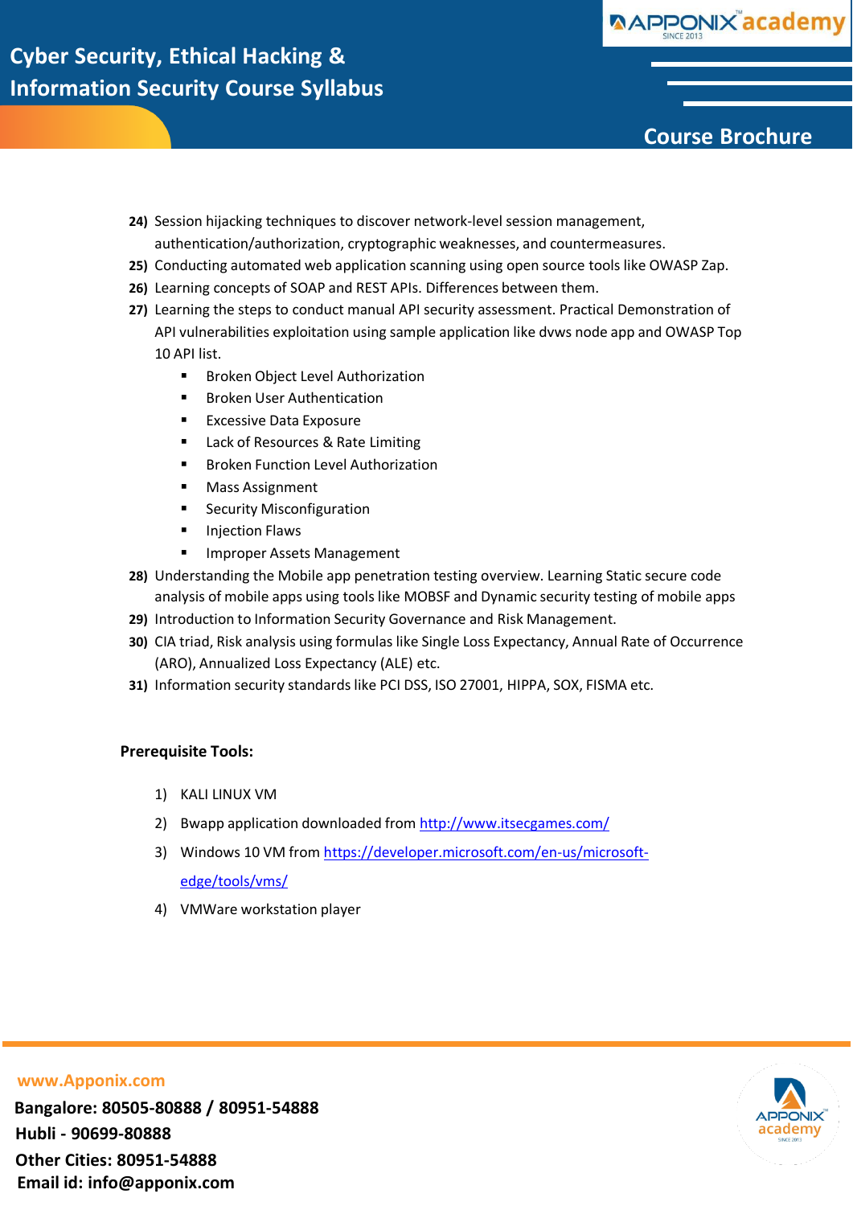24) Session hijacking techniques to discover network-level session management, authentication/authorization, cryptographic weaknesses, and countermeasures.
25) Conducting automated web application scanning using open source tools like OWASP Zap.
26) Learning concepts of SOAP and REST APIs. Differences between them.
27) Learning the steps to conduct manual API security assessment. Practical Demonstration of API vulnerabilities exploitation using sample application like dvws node app and OWASP Top 10 API list.
    - Broken Object Level Authorization
    - Broken User Authentication
    - Excessive Data Exposure
    - Lack of Resources & Rate Limiting
    - Broken Function Level Authorization
    - Mass Assignment
    - Security Misconfiguration
    - Injection Flaws
    - Improper Assets Management
28) Understanding the Mobile app penetration testing overview. Learning Static secure code analysis of mobile apps using tools like MOBSF and Dynamic security testing of mobile apps
29) Introduction to Information Security Governance and Risk Management.
30) CIA triad, Risk analysis using formulas like Single Loss Expectancy, Annual Rate of Occurrence (ARO), Annualized Loss Expectancy (ALE) etc.
31) Information security standards like PCI DSS, ISO 27001, HIPPA, SOX, FISMA etc.

**Prerequisite Tools:**

1) KALI LINUX VM
2) Bwapp application downloaded from http://www.itsecgames.com/
3) Windows 10 VM from https://developer.microsoft.com/en-us/microsoft-edge/tools/vms/
4) VMWare workstation player

www.Apponix.com

**Bangalore: 80505-80888 / 80951-54888**

**Hubli - 90699-80888**

**Other Cities: 80951-54888**

**Email id: info@apponix.com**